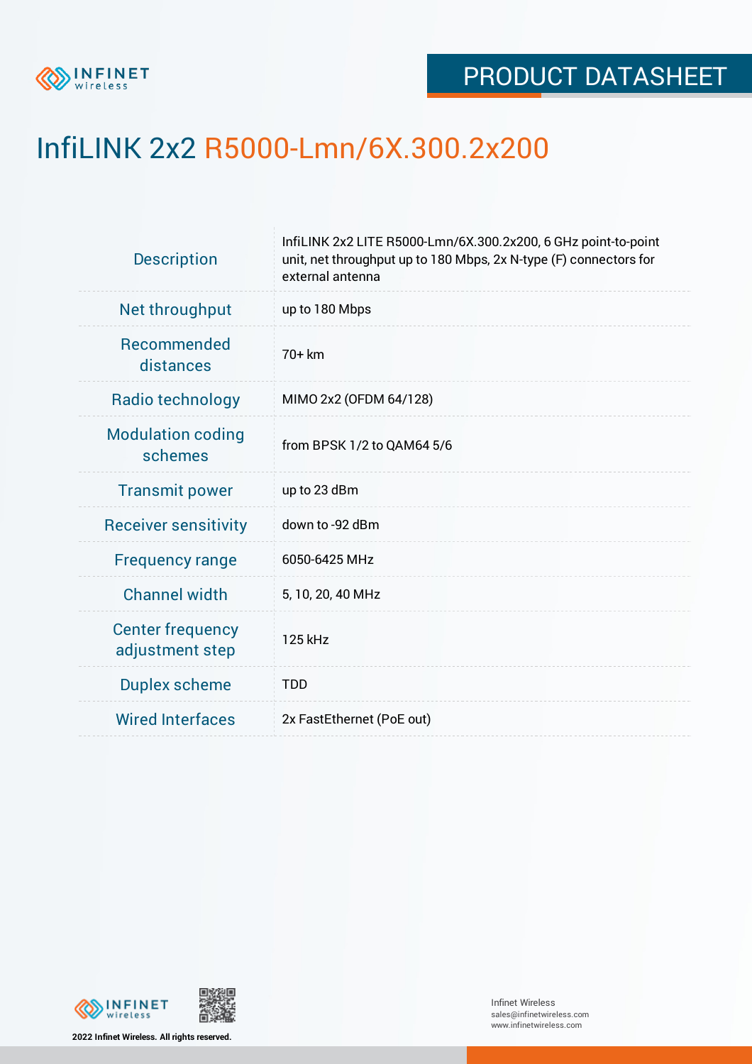PRODUCT DATASHEET

# InfiLINK 2x2 R5000-Lmn/6X.300.2x200

| | |
|---|---|
| Description | InfiLINK 2x2 LITE R5000-Lmn/6X.300.2x200, 6 GHz point-to-point unit, net throughput up to 180 Mbps, 2x N-type (F) connectors for external antenna |
| Net throughput | up to 180 Mbps |
| Recommended distances | 70+ km |
| Radio technology | MIMO 2x2 (OFDM 64/128) |
| Modulation coding schemes | from BPSK 1/2 to QAM64 5/6 |
| Transmit power | up to 23 dBm |
| Receiver sensitivity | down to -92 dBm |
| Frequency range | 6050-6425 MHz |
| Channel width | 5, 10, 20, 40 MHz |
| Center frequency adjustment step | 125 kHz |
| Duplex scheme | TDD |
| Wired Interfaces | 2x FastEthernet (PoE out) |

**2022 Infinet Wireless. All rights reserved.**

Infinet Wireless
sales@infinetwireless.com
www.infinetwireless.com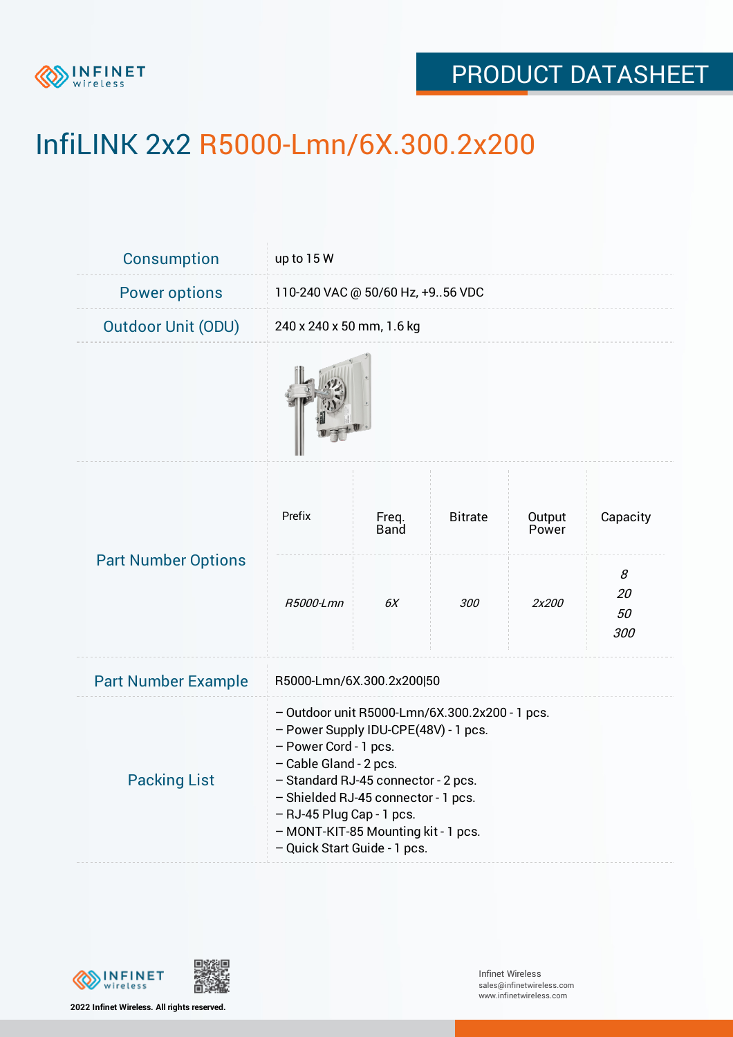# InfiLINK 2x2 R5000-Lmn/6X.300.2x200

| | |
|---|---|
| Consumption | up to 15 W |
| Power options | 110-240 VAC @ 50/60 Hz, +9..56 VDC |
| Outdoor Unit (ODU) | 240 x 240 x 50 mm, 1.6 kg |

**Part Number Options**

| Prefix | Freq. Band | Bitrate | Output Power | Capacity |
|---|---|---|---|---|
| *R5000-Lmn* | *6X* | *300* | *2x200* | *8*<br>*20*<br>*50*<br>*300* |

| | |
|---|---|
| Part Number Example | R5000-Lmn/6X.300.2x200\|50 |

**Packing List**

– Outdoor unit R5000-Lmn/6X.300.2x200 - 1 pcs.
– Power Supply IDU-CPE(48V) - 1 pcs.
– Power Cord - 1 pcs.
– Cable Gland - 2 pcs.
– Standard RJ-45 connector - 2 pcs.
– Shielded RJ-45 connector - 1 pcs.
– RJ-45 Plug Cap - 1 pcs.
– MONT-KIT-85 Mounting kit - 1 pcs.
– Quick Start Guide - 1 pcs.

2022 Infinet Wireless. All rights reserved.

Infinet Wireless
sales@infinetwireless.com
www.infinetwireless.com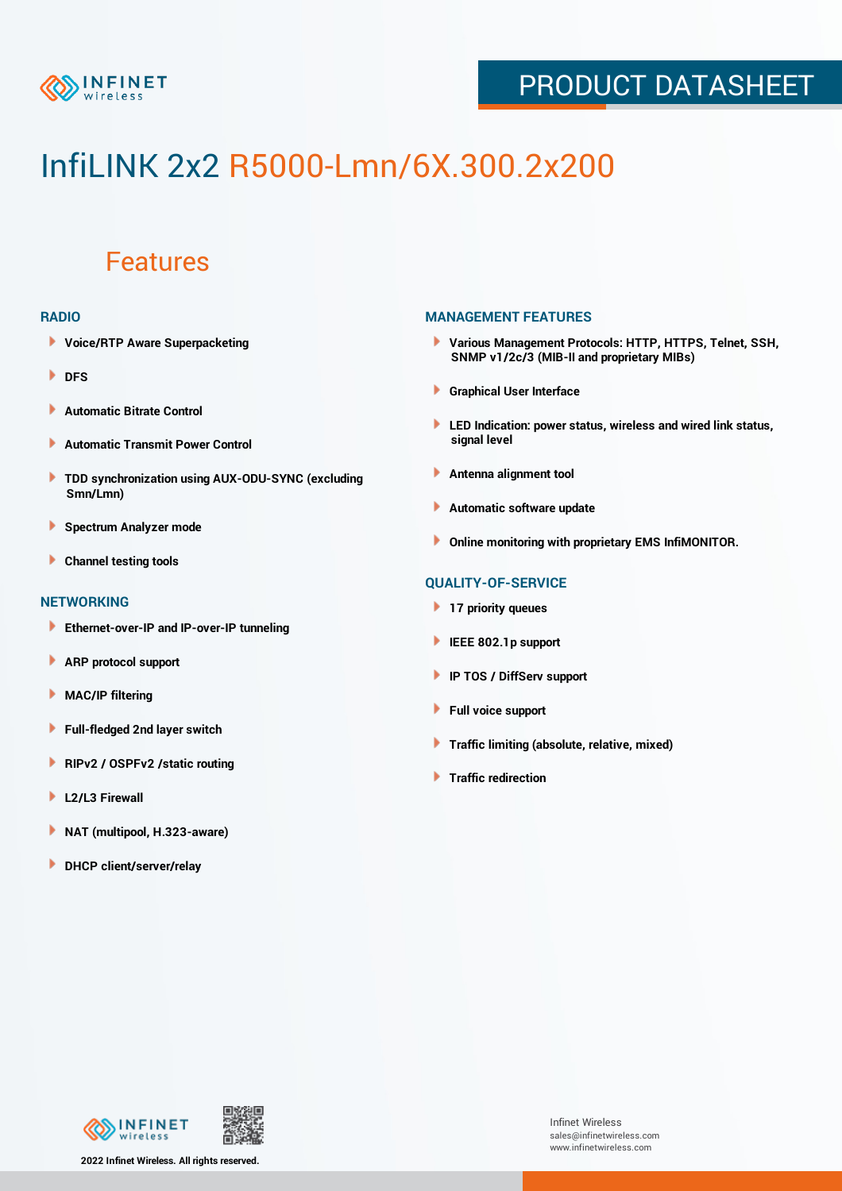# InfiLINK 2x2 R5000-Lmn/6X.300.2x200

## Features

### RADIO

- Voice/RTP Aware Superpacketing
- DFS
- Automatic Bitrate Control
- Automatic Transmit Power Control
- TDD synchronization using AUX-ODU-SYNC (excluding Smn/Lmn)
- Spectrum Analyzer mode
- Channel testing tools

### NETWORKING

- Ethernet-over-IP and IP-over-IP tunneling
- ARP protocol support
- MAC/IP filtering
- Full-fledged 2nd layer switch
- RIPv2 / OSPFv2 /static routing
- L2/L3 Firewall
- NAT (multipool, H.323-aware)
- DHCP client/server/relay

### MANAGEMENT FEATURES

- Various Management Protocols: HTTP, HTTPS, Telnet, SSH, SNMP v1/2c/3 (MIB-II and proprietary MIBs)
- Graphical User Interface
- LED Indication: power status, wireless and wired link status, signal level
- Antenna alignment tool
- Automatic software update
- Online monitoring with proprietary EMS InfiMONITOR.

### QUALITY-OF-SERVICE

- 17 priority queues
- IEEE 802.1p support
- IP TOS / DiffServ support
- Full voice support
- Traffic limiting (absolute, relative, mixed)
- Traffic redirection

2022 Infinet Wireless. All rights reserved.

Infinet Wireless
sales@infinetwireless.com
www.infinetwireless.com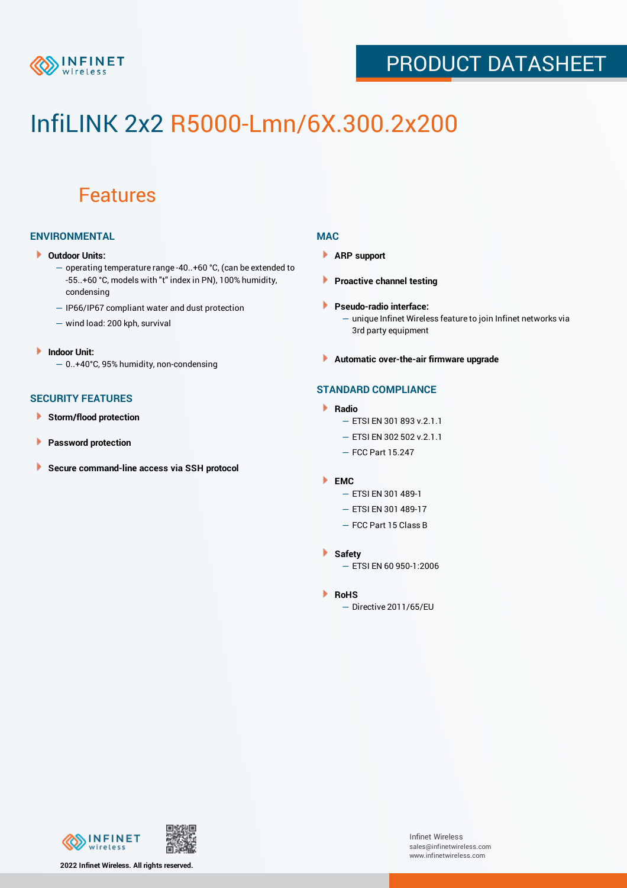# InfiLINK 2x2 R5000-Lmn/6X.300.2x200

## Features

### ENVIRONMENTAL

- **Outdoor Units:**
  - operating temperature range -40..+60 °C, (can be extended to -55..+60 °C, models with "t" index in PN), 100% humidity, condensing
  - IP66/IP67 compliant water and dust protection
  - wind load: 200 kph, survival
- **Indoor Unit:**
  - 0..+40°C, 95% humidity, non-condensing

### SECURITY FEATURES

- **Storm/flood protection**
- **Password protection**
- **Secure command-line access via SSH protocol**

### MAC

- **ARP support**
- **Proactive channel testing**
- **Pseudo-radio interface:**
  - unique Infinet Wireless feature to join Infinet networks via 3rd party equipment
- **Automatic over-the-air firmware upgrade**

### STANDARD COMPLIANCE

- **Radio**
  - ETSI EN 301 893 v.2.1.1
  - ETSI EN 302 502 v.2.1.1
  - FCC Part 15.247
- **EMC**
  - ETSI EN 301 489-1
  - ETSI EN 301 489-17
  - FCC Part 15 Class B
- **Safety**
  - ETSI EN 60 950-1:2006
- **RoHS**
  - Directive 2011/65/EU

2022 Infinet Wireless. All rights reserved.

Infinet Wireless
sales@infinetwireless.com
www.infinetwireless.com